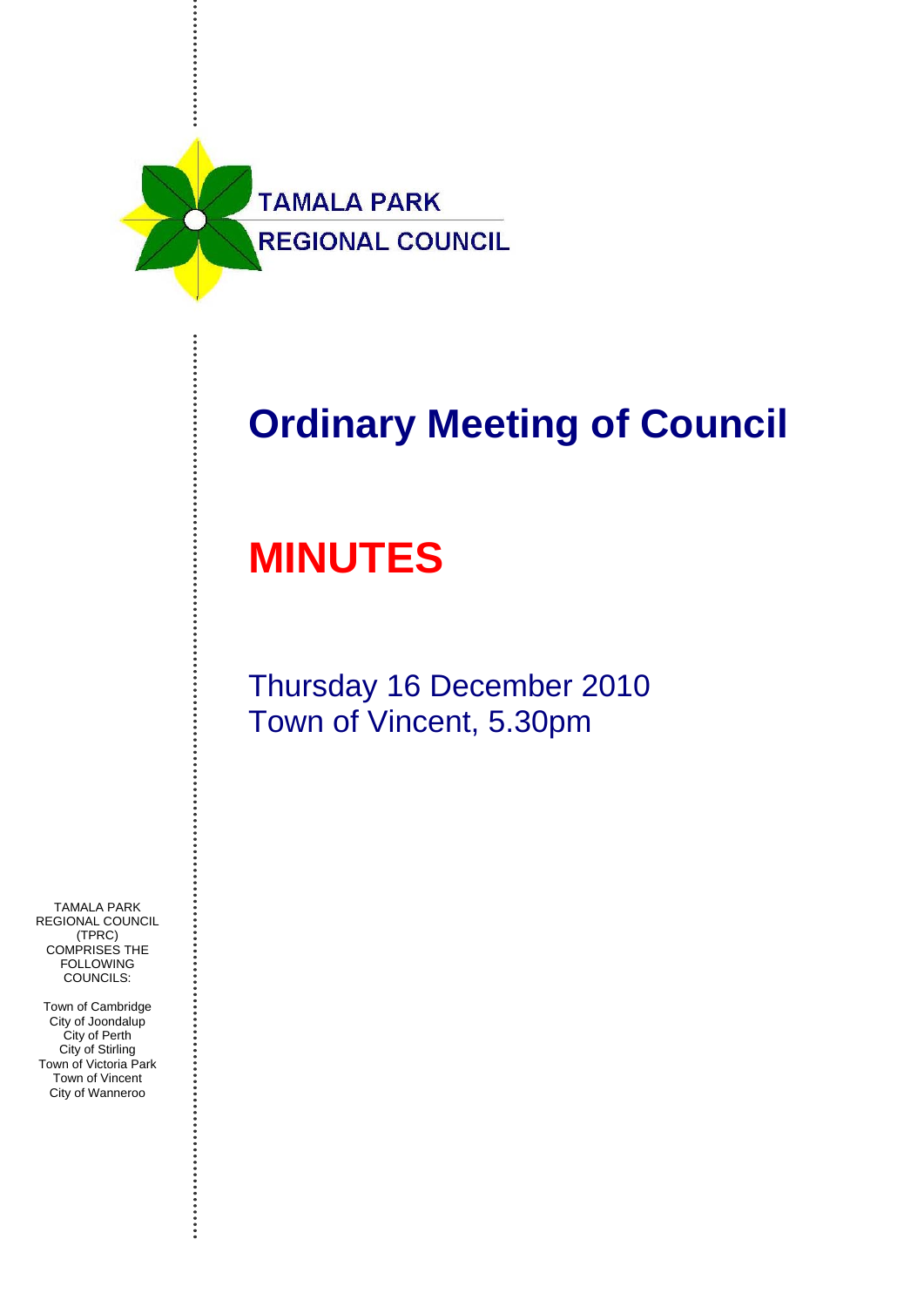TAMALA PARK

REGIONAL COUNCIL

# Ordinary Meeting of Council

# MINUTES

Thursday 16 December 2010

Town of Vincent, 5.30pm

TAMALA PARK REGIONAL COUNCIL (TPRC) COMPRISES THE FOLLOWING COUNCILS:

Town of Cambridge
City of Joondalup
City of Perth
City of Stirling
Town of Victoria Park
Town of Vincent
City of Wanneroo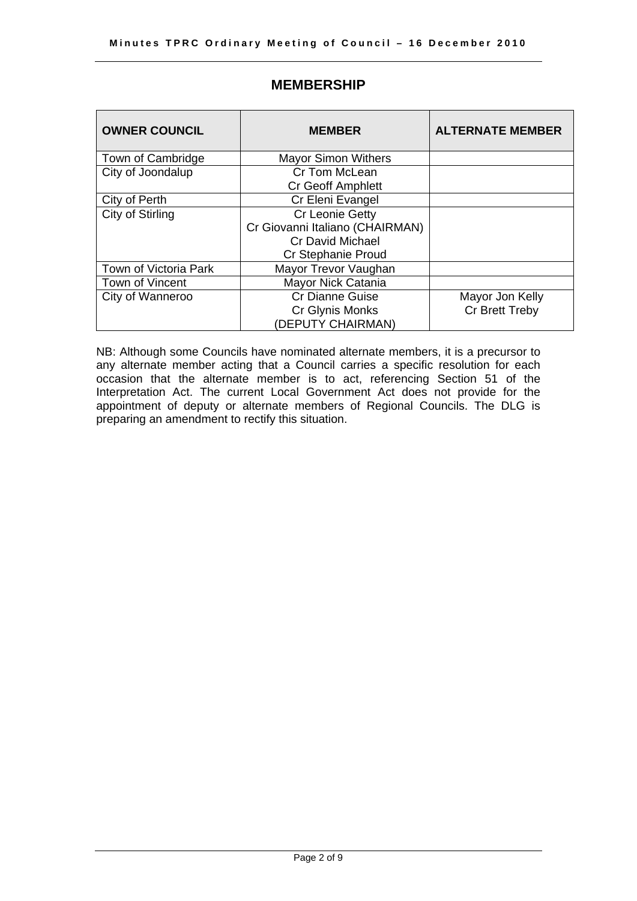## MEMBERSHIP

| OWNER COUNCIL | MEMBER | ALTERNATE MEMBER |
|---|---|---|
| Town of Cambridge | Mayor Simon Withers | |
| City of Joondalup | Cr Tom McLean<br>Cr Geoff Amphlett | |
| City of Perth | Cr Eleni Evangel | |
| City of Stirling | Cr Leonie Getty<br>Cr Giovanni Italiano (CHAIRMAN)<br>Cr David Michael<br>Cr Stephanie Proud | |
| Town of Victoria Park | Mayor Trevor Vaughan | |
| Town of Vincent | Mayor Nick Catania | |
| City of Wanneroo | Cr Dianne Guise<br>Cr Glynis Monks<br>(DEPUTY CHAIRMAN) | Mayor Jon Kelly<br>Cr Brett Treby |

NB: Although some Councils have nominated alternate members, it is a precursor to any alternate member acting that a Council carries a specific resolution for each occasion that the alternate member is to act, referencing Section 51 of the Interpretation Act. The current Local Government Act does not provide for the appointment of deputy or alternate members of Regional Councils. The DLG is preparing an amendment to rectify this situation.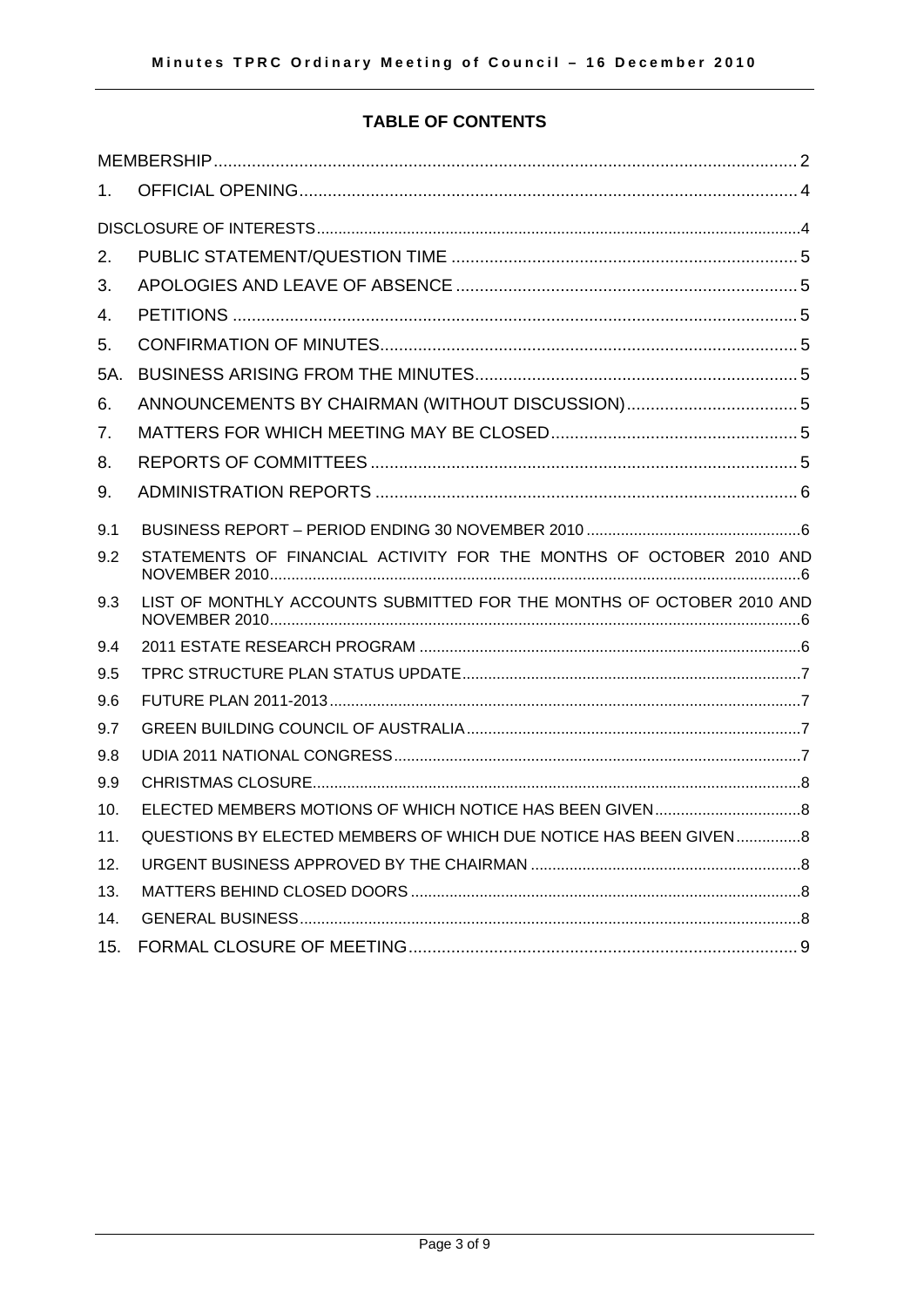## TABLE OF CONTENTS

MEMBERSHIP ..... 2

1. OFFICIAL OPENING ..... 4

DISCLOSURE OF INTERESTS ..... 4

2. PUBLIC STATEMENT/QUESTION TIME ..... 5
3. APOLOGIES AND LEAVE OF ABSENCE ..... 5
4. PETITIONS ..... 5
5. CONFIRMATION OF MINUTES ..... 5

5A. BUSINESS ARISING FROM THE MINUTES ..... 5

6. ANNOUNCEMENTS BY CHAIRMAN (WITHOUT DISCUSSION) ..... 5
7. MATTERS FOR WHICH MEETING MAY BE CLOSED ..... 5
8. REPORTS OF COMMITTEES ..... 5
9. ADMINISTRATION REPORTS ..... 6

9.1 BUSINESS REPORT – PERIOD ENDING 30 NOVEMBER 2010 ..... 6

9.2 STATEMENTS OF FINANCIAL ACTIVITY FOR THE MONTHS OF OCTOBER 2010 AND NOVEMBER 2010 ..... 6

9.3 LIST OF MONTHLY ACCOUNTS SUBMITTED FOR THE MONTHS OF OCTOBER 2010 AND NOVEMBER 2010 ..... 6

9.4 2011 ESTATE RESEARCH PROGRAM ..... 6

9.5 TPRC STRUCTURE PLAN STATUS UPDATE ..... 7

9.6 FUTURE PLAN 2011-2013 ..... 7

9.7 GREEN BUILDING COUNCIL OF AUSTRALIA ..... 7

9.8 UDIA 2011 NATIONAL CONGRESS ..... 7

9.9 CHRISTMAS CLOSURE ..... 8

10. ELECTED MEMBERS MOTIONS OF WHICH NOTICE HAS BEEN GIVEN ..... 8
11. QUESTIONS BY ELECTED MEMBERS OF WHICH DUE NOTICE HAS BEEN GIVEN ..... 8
12. URGENT BUSINESS APPROVED BY THE CHAIRMAN ..... 8
13. MATTERS BEHIND CLOSED DOORS ..... 8
14. GENERAL BUSINESS ..... 8
15. FORMAL CLOSURE OF MEETING ..... 9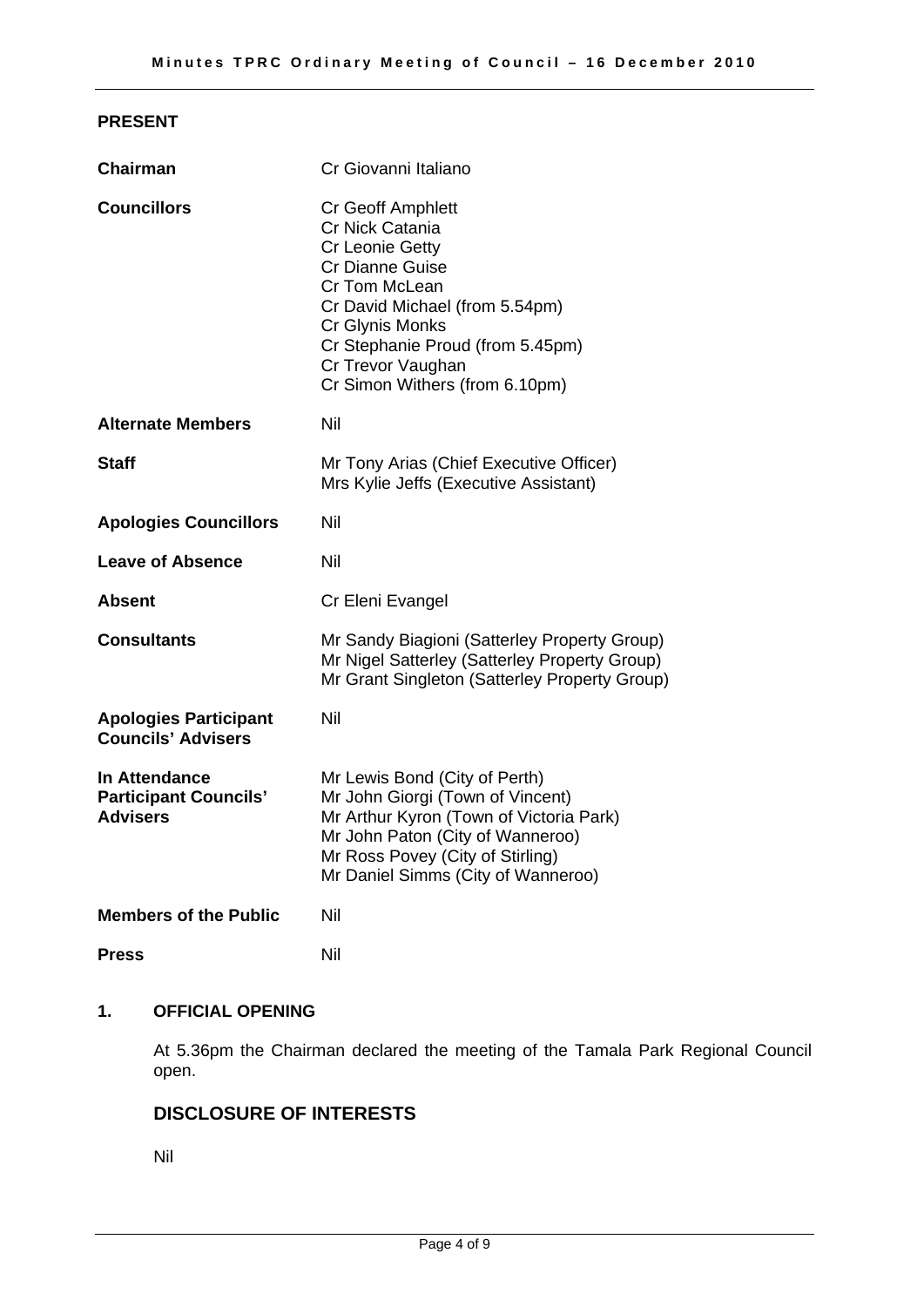## PRESENT

| | |
|---|---|
| **Chairman** | Cr Giovanni Italiano |
| **Councillors** | Cr Geoff Amphlett<br>Cr Nick Catania<br>Cr Leonie Getty<br>Cr Dianne Guise<br>Cr Tom McLean<br>Cr David Michael (from 5.54pm)<br>Cr Glynis Monks<br>Cr Stephanie Proud (from 5.45pm)<br>Cr Trevor Vaughan<br>Cr Simon Withers (from 6.10pm) |
| **Alternate Members** | Nil |
| **Staff** | Mr Tony Arias (Chief Executive Officer)<br>Mrs Kylie Jeffs (Executive Assistant) |
| **Apologies Councillors** | Nil |
| **Leave of Absence** | Nil |
| **Absent** | Cr Eleni Evangel |
| **Consultants** | Mr Sandy Biagioni (Satterley Property Group)<br>Mr Nigel Satterley (Satterley Property Group)<br>Mr Grant Singleton (Satterley Property Group) |
| **Apologies Participant Councils' Advisers** | Nil |
| **In Attendance Participant Councils' Advisers** | Mr Lewis Bond (City of Perth)<br>Mr John Giorgi (Town of Vincent)<br>Mr Arthur Kyron (Town of Victoria Park)<br>Mr John Paton (City of Wanneroo)<br>Mr Ross Povey (City of Stirling)<br>Mr Daniel Simms (City of Wanneroo) |
| **Members of the Public** | Nil |
| **Press** | Nil |

## 1. OFFICIAL OPENING

At 5.36pm the Chairman declared the meeting of the Tamala Park Regional Council open.

## DISCLOSURE OF INTERESTS

Nil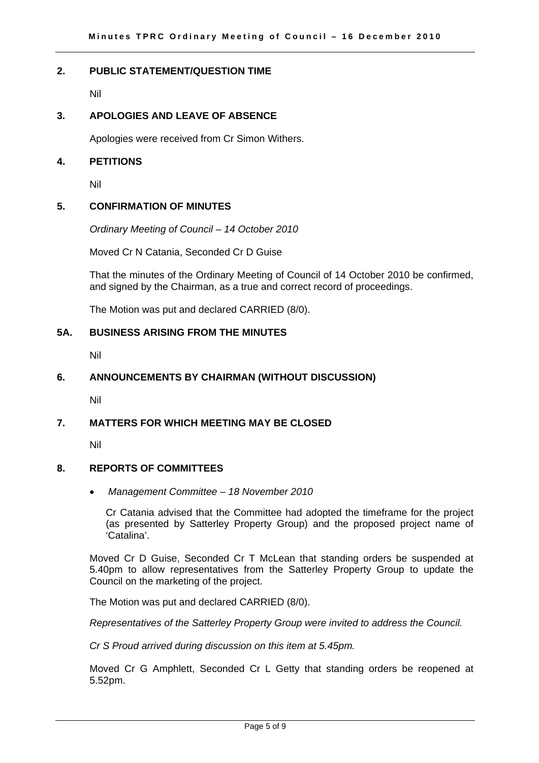## 2. PUBLIC STATEMENT/QUESTION TIME

Nil

## 3. APOLOGIES AND LEAVE OF ABSENCE

Apologies were received from Cr Simon Withers.

## 4. PETITIONS

Nil

## 5. CONFIRMATION OF MINUTES

*Ordinary Meeting of Council – 14 October 2010*

Moved Cr N Catania, Seconded Cr D Guise

That the minutes of the Ordinary Meeting of Council of 14 October 2010 be confirmed, and signed by the Chairman, as a true and correct record of proceedings.

The Motion was put and declared CARRIED (8/0).

## 5A. BUSINESS ARISING FROM THE MINUTES

Nil

## 6. ANNOUNCEMENTS BY CHAIRMAN (WITHOUT DISCUSSION)

Nil

## 7. MATTERS FOR WHICH MEETING MAY BE CLOSED

Nil

## 8. REPORTS OF COMMITTEES

- *Management Committee – 18 November 2010*

  Cr Catania advised that the Committee had adopted the timeframe for the project (as presented by Satterley Property Group) and the proposed project name of 'Catalina'.

Moved Cr D Guise, Seconded Cr T McLean that standing orders be suspended at 5.40pm to allow representatives from the Satterley Property Group to update the Council on the marketing of the project.

The Motion was put and declared CARRIED (8/0).

*Representatives of the Satterley Property Group were invited to address the Council.*

*Cr S Proud arrived during discussion on this item at 5.45pm.*

Moved Cr G Amphlett, Seconded Cr L Getty that standing orders be reopened at 5.52pm.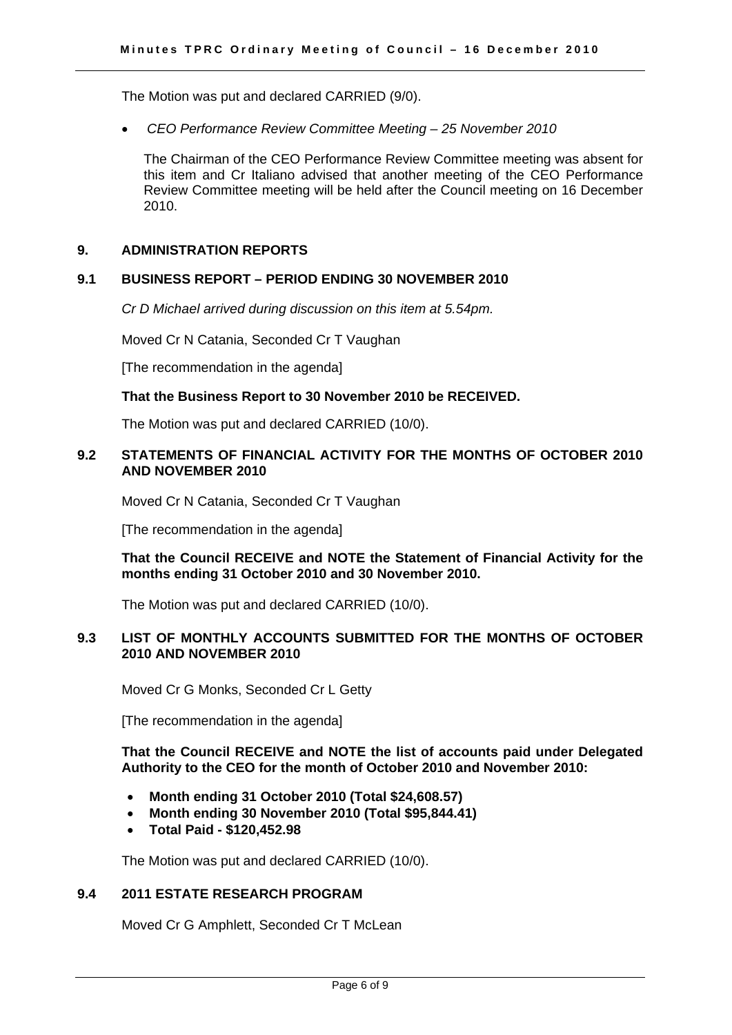The Motion was put and declared CARRIED (9/0).

- *CEO Performance Review Committee Meeting – 25 November 2010*

  The Chairman of the CEO Performance Review Committee meeting was absent for this item and Cr Italiano advised that another meeting of the CEO Performance Review Committee meeting will be held after the Council meeting on 16 December 2010.

## 9. ADMINISTRATION REPORTS

### 9.1 BUSINESS REPORT – PERIOD ENDING 30 NOVEMBER 2010

*Cr D Michael arrived during discussion on this item at 5.54pm.*

Moved Cr N Catania, Seconded Cr T Vaughan

[The recommendation in the agenda]

**That the Business Report to 30 November 2010 be RECEIVED.**

The Motion was put and declared CARRIED (10/0).

### 9.2 STATEMENTS OF FINANCIAL ACTIVITY FOR THE MONTHS OF OCTOBER 2010 AND NOVEMBER 2010

Moved Cr N Catania, Seconded Cr T Vaughan

[The recommendation in the agenda]

**That the Council RECEIVE and NOTE the Statement of Financial Activity for the months ending 31 October 2010 and 30 November 2010.**

The Motion was put and declared CARRIED (10/0).

### 9.3 LIST OF MONTHLY ACCOUNTS SUBMITTED FOR THE MONTHS OF OCTOBER 2010 AND NOVEMBER 2010

Moved Cr G Monks, Seconded Cr L Getty

[The recommendation in the agenda]

**That the Council RECEIVE and NOTE the list of accounts paid under Delegated Authority to the CEO for the month of October 2010 and November 2010:**

- **Month ending 31 October 2010 (Total $24,608.57)**
- **Month ending 30 November 2010 (Total $95,844.41)**
- **Total Paid - $120,452.98**

The Motion was put and declared CARRIED (10/0).

### 9.4 2011 ESTATE RESEARCH PROGRAM

Moved Cr G Amphlett, Seconded Cr T McLean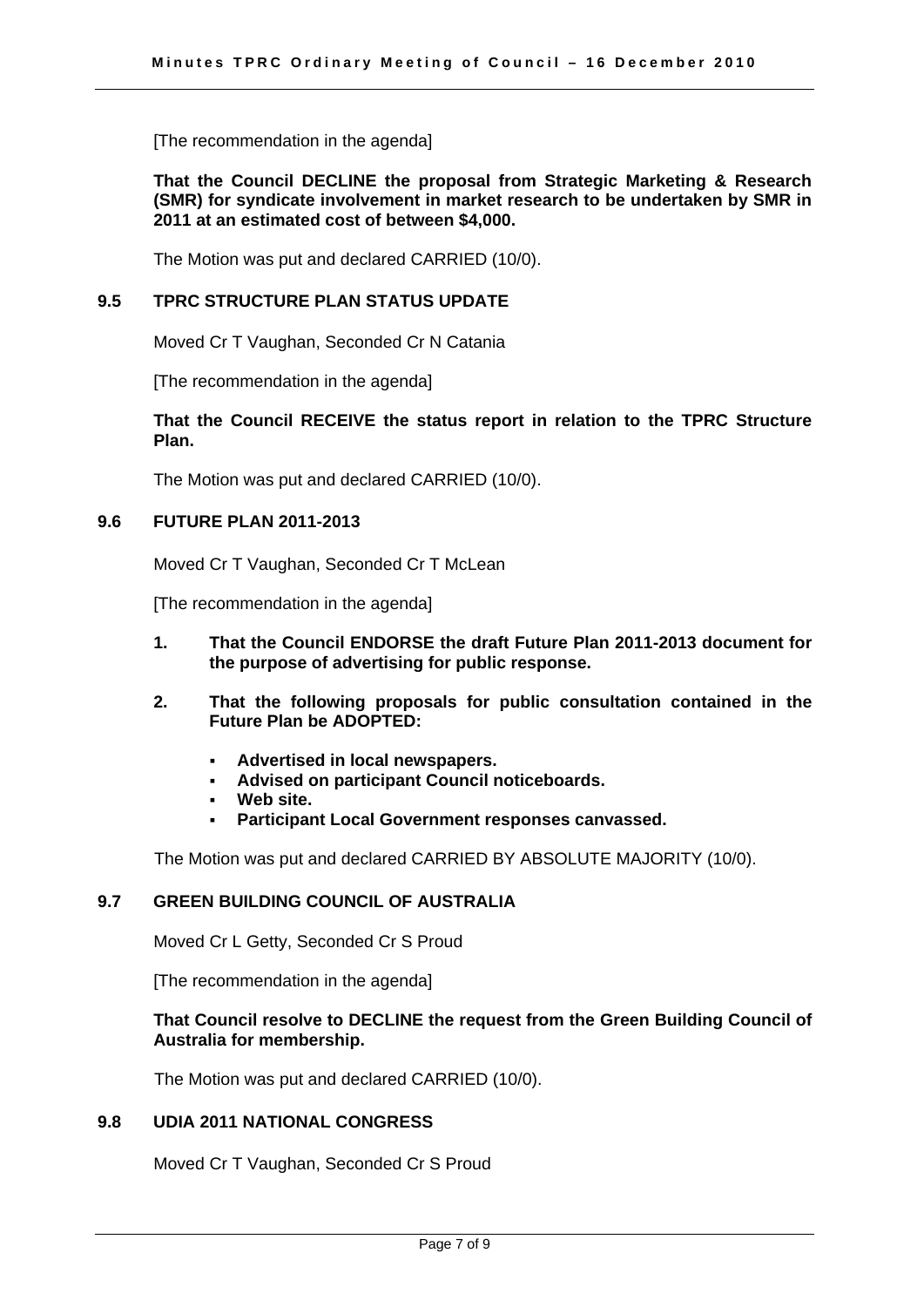[The recommendation in the agenda]

**That the Council DECLINE the proposal from Strategic Marketing & Research (SMR) for syndicate involvement in market research to be undertaken by SMR in 2011 at an estimated cost of between $4,000.**

The Motion was put and declared CARRIED (10/0).

### 9.5 TPRC STRUCTURE PLAN STATUS UPDATE

Moved Cr T Vaughan, Seconded Cr N Catania

[The recommendation in the agenda]

**That the Council RECEIVE the status report in relation to the TPRC Structure Plan.**

The Motion was put and declared CARRIED (10/0).

### 9.6 FUTURE PLAN 2011-2013

Moved Cr T Vaughan, Seconded Cr T McLean

[The recommendation in the agenda]

1. **That the Council ENDORSE the draft Future Plan 2011-2013 document for the purpose of advertising for public response.**
2. **That the following proposals for public consultation contained in the Future Plan be ADOPTED:**
   - **Advertised in local newspapers.**
   - **Advised on participant Council noticeboards.**
   - **Web site.**
   - **Participant Local Government responses canvassed.**

The Motion was put and declared CARRIED BY ABSOLUTE MAJORITY (10/0).

### 9.7 GREEN BUILDING COUNCIL OF AUSTRALIA

Moved Cr L Getty, Seconded Cr S Proud

[The recommendation in the agenda]

**That Council resolve to DECLINE the request from the Green Building Council of Australia for membership.**

The Motion was put and declared CARRIED (10/0).

### 9.8 UDIA 2011 NATIONAL CONGRESS

Moved Cr T Vaughan, Seconded Cr S Proud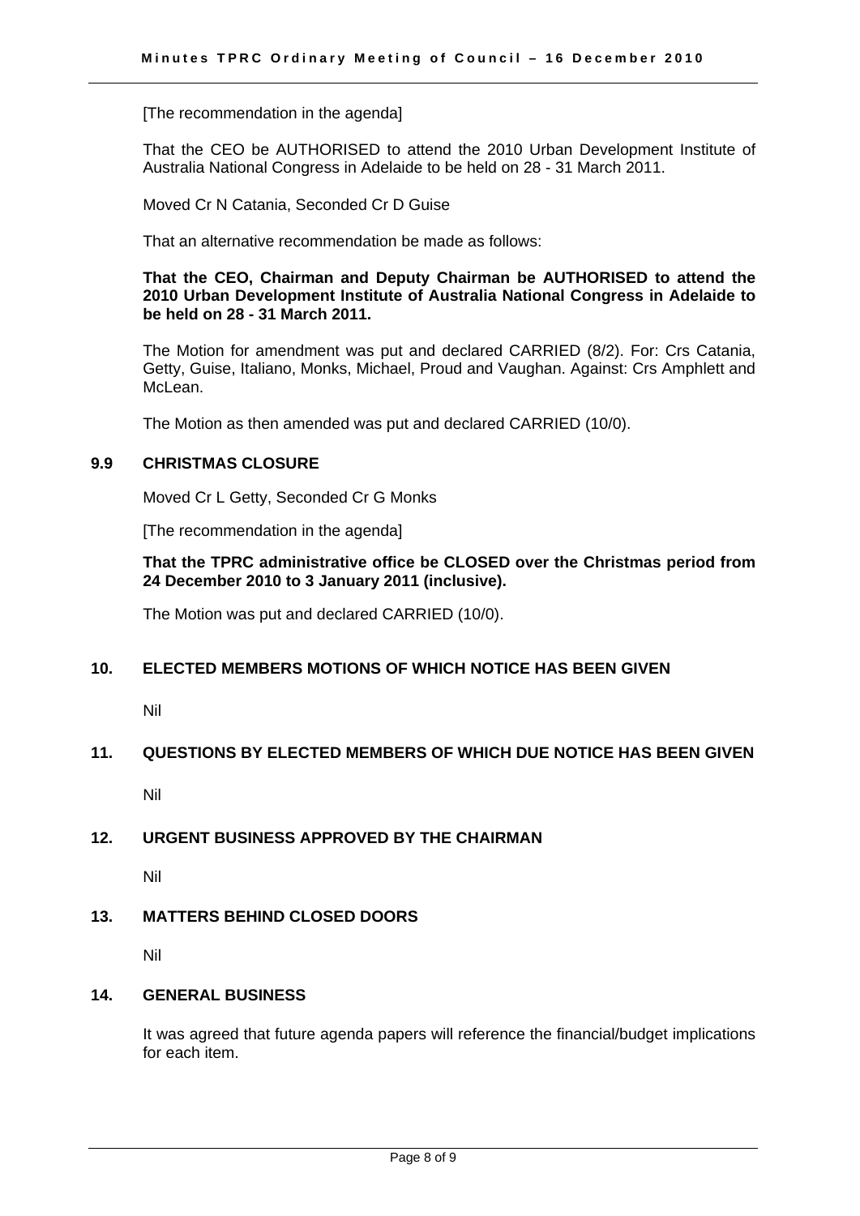[The recommendation in the agenda]

That the CEO be AUTHORISED to attend the 2010 Urban Development Institute of Australia National Congress in Adelaide to be held on 28 - 31 March 2011.

Moved Cr N Catania, Seconded Cr D Guise

That an alternative recommendation be made as follows:

**That the CEO, Chairman and Deputy Chairman be AUTHORISED to attend the 2010 Urban Development Institute of Australia National Congress in Adelaide to be held on 28 - 31 March 2011.**

The Motion for amendment was put and declared CARRIED (8/2). For: Crs Catania, Getty, Guise, Italiano, Monks, Michael, Proud and Vaughan. Against: Crs Amphlett and McLean.

The Motion as then amended was put and declared CARRIED (10/0).

### 9.9 CHRISTMAS CLOSURE

Moved Cr L Getty, Seconded Cr G Monks

[The recommendation in the agenda]

**That the TPRC administrative office be CLOSED over the Christmas period from 24 December 2010 to 3 January 2011 (inclusive).**

The Motion was put and declared CARRIED (10/0).

## 10. ELECTED MEMBERS MOTIONS OF WHICH NOTICE HAS BEEN GIVEN

Nil

## 11. QUESTIONS BY ELECTED MEMBERS OF WHICH DUE NOTICE HAS BEEN GIVEN

Nil

## 12. URGENT BUSINESS APPROVED BY THE CHAIRMAN

Nil

## 13. MATTERS BEHIND CLOSED DOORS

Nil

## 14. GENERAL BUSINESS

It was agreed that future agenda papers will reference the financial/budget implications for each item.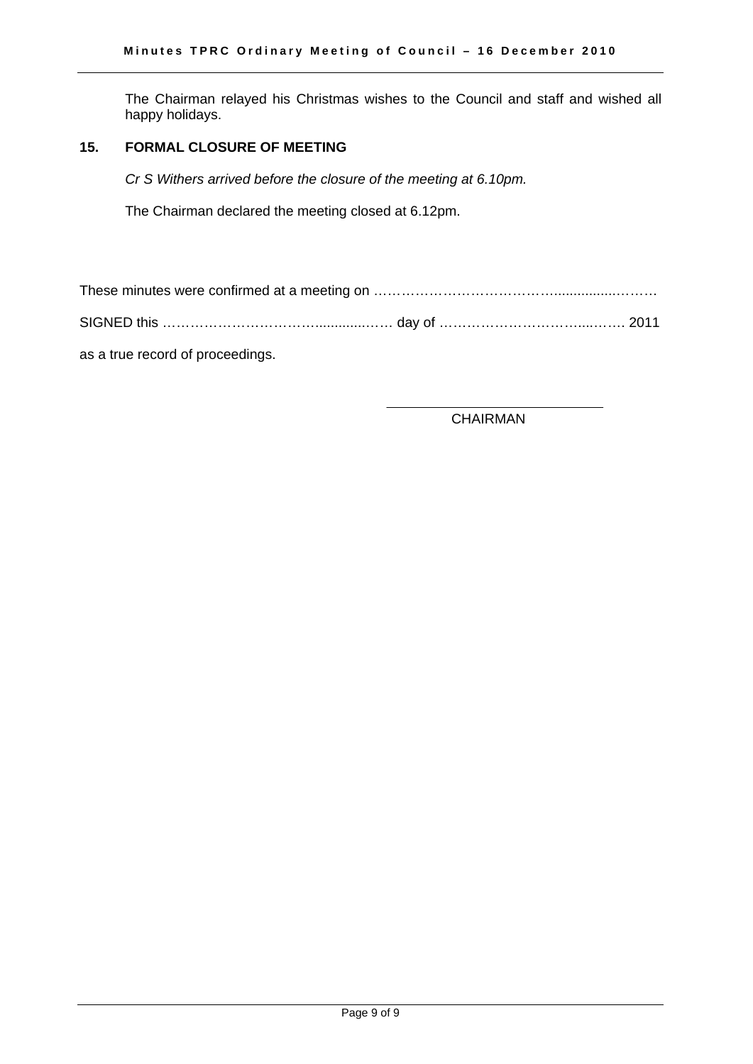The Chairman relayed his Christmas wishes to the Council and staff and wished all happy holidays.

## 15. FORMAL CLOSURE OF MEETING

*Cr S Withers arrived before the closure of the meeting at 6.10pm.*

The Chairman declared the meeting closed at 6.12pm.

These minutes were confirmed at a meeting on ……………………………………................………

SIGNED this ……………………………............…… day of ……………………………...……. 2011

as a true record of proceedings.

CHAIRMAN